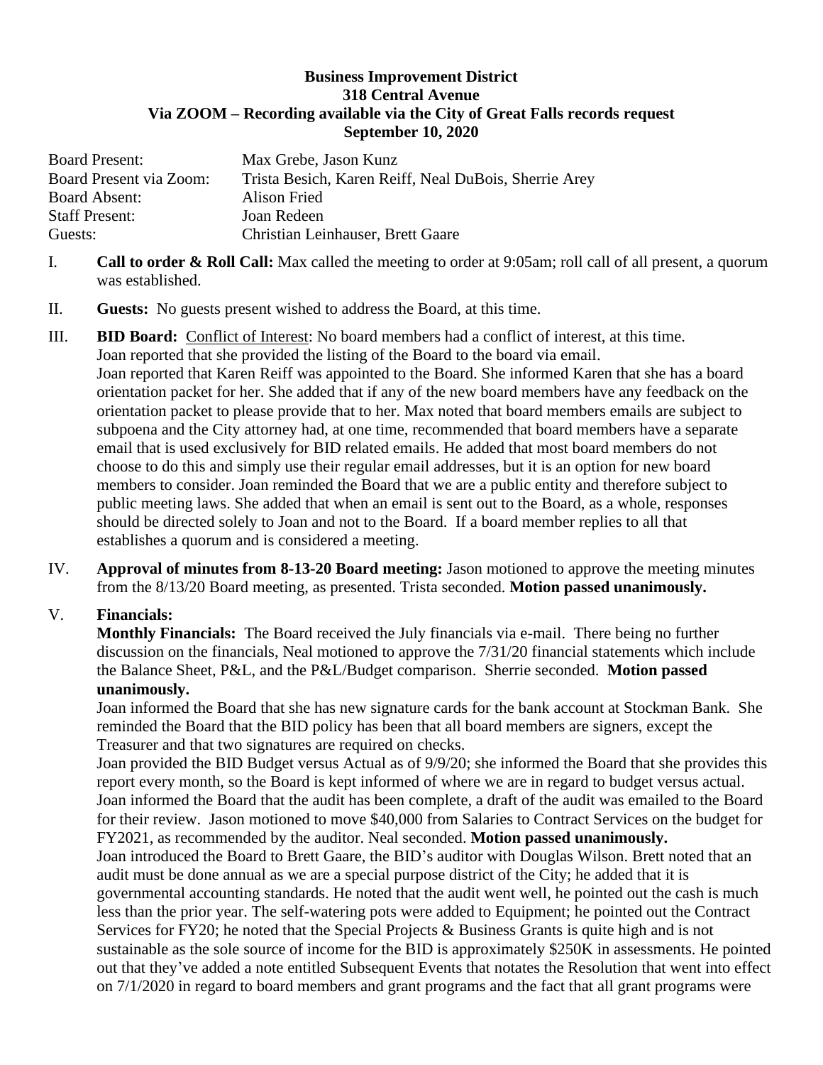**Business Improvement District**
**318 Central Avenue**
**Via ZOOM – Recording available via the City of Great Falls records request**
**September 10, 2020**

| | |
|---|---|
| Board Present: | Max Grebe, Jason Kunz |
| Board Present via Zoom: | Trista Besich, Karen Reiff, Neal DuBois, Sherrie Arey |
| Board Absent: | Alison Fried |
| Staff Present: | Joan Redeen |
| Guests: | Christian Leinhauser, Brett Gaare |

I. **Call to order & Roll Call:** Max called the meeting to order at 9:05am; roll call of all present, a quorum was established.

II. **Guests:** No guests present wished to address the Board, at this time.

III. **BID Board:** Conflict of Interest: No board members had a conflict of interest, at this time. Joan reported that she provided the listing of the Board to the board via email. Joan reported that Karen Reiff was appointed to the Board. She informed Karen that she has a board orientation packet for her. She added that if any of the new board members have any feedback on the orientation packet to please provide that to her. Max noted that board members emails are subject to subpoena and the City attorney had, at one time, recommended that board members have a separate email that is used exclusively for BID related emails. He added that most board members do not choose to do this and simply use their regular email addresses, but it is an option for new board members to consider. Joan reminded the Board that we are a public entity and therefore subject to public meeting laws. She added that when an email is sent out to the Board, as a whole, responses should be directed solely to Joan and not to the Board. If a board member replies to all that establishes a quorum and is considered a meeting.

IV. **Approval of minutes from 8-13-20 Board meeting:** Jason motioned to approve the meeting minutes from the 8/13/20 Board meeting, as presented. Trista seconded. **Motion passed unanimously.**

V. **Financials:**
**Monthly Financials:** The Board received the July financials via e-mail. There being no further discussion on the financials, Neal motioned to approve the 7/31/20 financial statements which include the Balance Sheet, P&L, and the P&L/Budget comparison. Sherrie seconded. **Motion passed unanimously.**
Joan informed the Board that she has new signature cards for the bank account at Stockman Bank. She reminded the Board that the BID policy has been that all board members are signers, except the Treasurer and that two signatures are required on checks.
Joan provided the BID Budget versus Actual as of 9/9/20; she informed the Board that she provides this report every month, so the Board is kept informed of where we are in regard to budget versus actual. Joan informed the Board that the audit has been complete, a draft of the audit was emailed to the Board for their review. Jason motioned to move $40,000 from Salaries to Contract Services on the budget for FY2021, as recommended by the auditor. Neal seconded. **Motion passed unanimously.**
Joan introduced the Board to Brett Gaare, the BID's auditor with Douglas Wilson. Brett noted that an audit must be done annual as we are a special purpose district of the City; he added that it is governmental accounting standards. He noted that the audit went well, he pointed out the cash is much less than the prior year. The self-watering pots were added to Equipment; he pointed out the Contract Services for FY20; he noted that the Special Projects & Business Grants is quite high and is not sustainable as the sole source of income for the BID is approximately $250K in assessments. He pointed out that they've added a note entitled Subsequent Events that notates the Resolution that went into effect on 7/1/2020 in regard to board members and grant programs and the fact that all grant programs were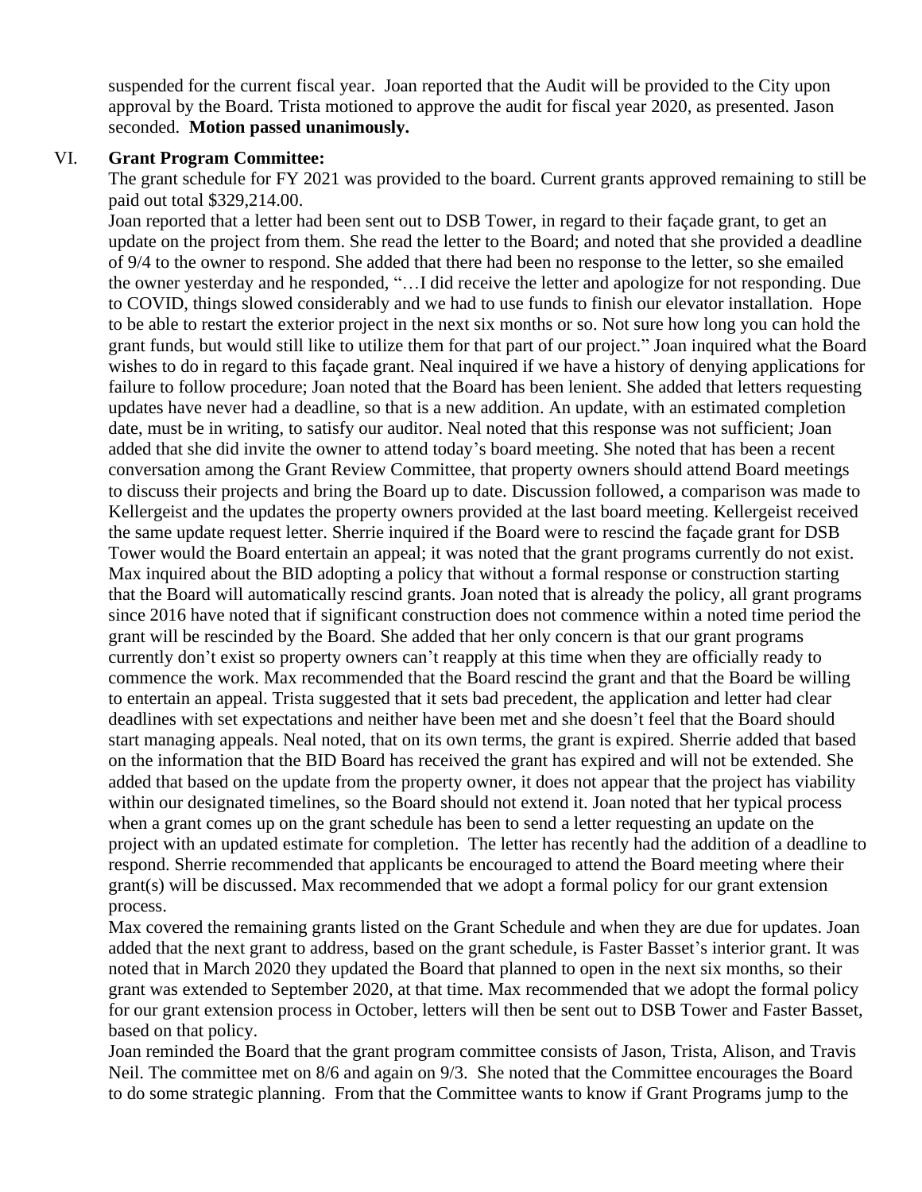suspended for the current fiscal year. Joan reported that the Audit will be provided to the City upon approval by the Board. Trista motioned to approve the audit for fiscal year 2020, as presented. Jason seconded. **Motion passed unanimously.**

VI. **Grant Program Committee:**

The grant schedule for FY 2021 was provided to the board. Current grants approved remaining to still be paid out total $329,214.00.

Joan reported that a letter had been sent out to DSB Tower, in regard to their façade grant, to get an update on the project from them. She read the letter to the Board; and noted that she provided a deadline of 9/4 to the owner to respond. She added that there had been no response to the letter, so she emailed the owner yesterday and he responded, "…I did receive the letter and apologize for not responding. Due to COVID, things slowed considerably and we had to use funds to finish our elevator installation. Hope to be able to restart the exterior project in the next six months or so. Not sure how long you can hold the grant funds, but would still like to utilize them for that part of our project." Joan inquired what the Board wishes to do in regard to this façade grant. Neal inquired if we have a history of denying applications for failure to follow procedure; Joan noted that the Board has been lenient. She added that letters requesting updates have never had a deadline, so that is a new addition. An update, with an estimated completion date, must be in writing, to satisfy our auditor. Neal noted that this response was not sufficient; Joan added that she did invite the owner to attend today's board meeting. She noted that has been a recent conversation among the Grant Review Committee, that property owners should attend Board meetings to discuss their projects and bring the Board up to date. Discussion followed, a comparison was made to Kellergeist and the updates the property owners provided at the last board meeting. Kellergeist received the same update request letter. Sherrie inquired if the Board were to rescind the façade grant for DSB Tower would the Board entertain an appeal; it was noted that the grant programs currently do not exist. Max inquired about the BID adopting a policy that without a formal response or construction starting that the Board will automatically rescind grants. Joan noted that is already the policy, all grant programs since 2016 have noted that if significant construction does not commence within a noted time period the grant will be rescinded by the Board. She added that her only concern is that our grant programs currently don't exist so property owners can't reapply at this time when they are officially ready to commence the work. Max recommended that the Board rescind the grant and that the Board be willing to entertain an appeal. Trista suggested that it sets bad precedent, the application and letter had clear deadlines with set expectations and neither have been met and she doesn't feel that the Board should start managing appeals. Neal noted, that on its own terms, the grant is expired. Sherrie added that based on the information that the BID Board has received the grant has expired and will not be extended. She added that based on the update from the property owner, it does not appear that the project has viability within our designated timelines, so the Board should not extend it. Joan noted that her typical process when a grant comes up on the grant schedule has been to send a letter requesting an update on the project with an updated estimate for completion. The letter has recently had the addition of a deadline to respond. Sherrie recommended that applicants be encouraged to attend the Board meeting where their grant(s) will be discussed. Max recommended that we adopt a formal policy for our grant extension process.

Max covered the remaining grants listed on the Grant Schedule and when they are due for updates. Joan added that the next grant to address, based on the grant schedule, is Faster Basset's interior grant. It was noted that in March 2020 they updated the Board that planned to open in the next six months, so their grant was extended to September 2020, at that time. Max recommended that we adopt the formal policy for our grant extension process in October, letters will then be sent out to DSB Tower and Faster Basset, based on that policy.

Joan reminded the Board that the grant program committee consists of Jason, Trista, Alison, and Travis Neil. The committee met on 8/6 and again on 9/3. She noted that the Committee encourages the Board to do some strategic planning. From that the Committee wants to know if Grant Programs jump to the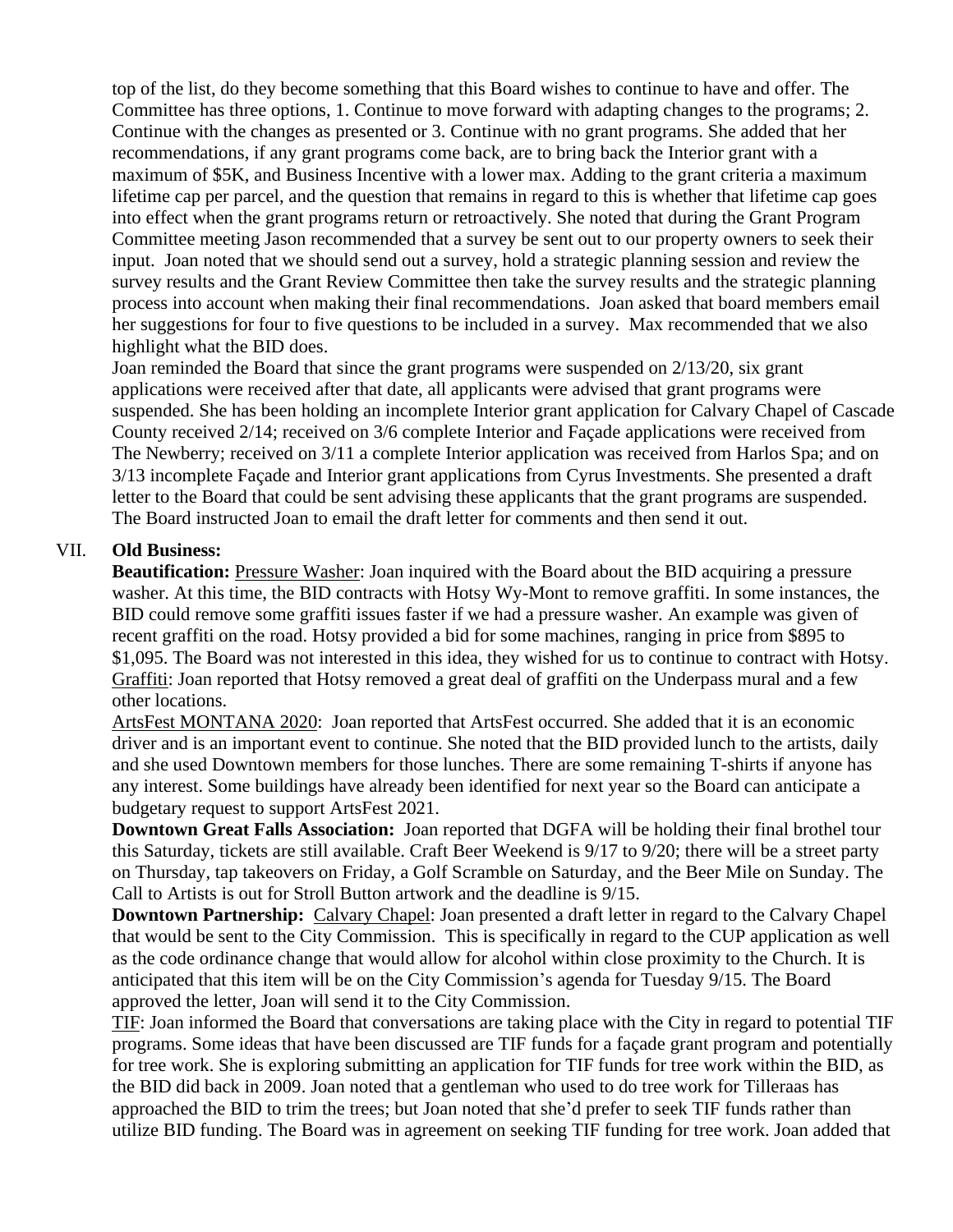top of the list, do they become something that this Board wishes to continue to have and offer. The Committee has three options, 1. Continue to move forward with adapting changes to the programs; 2. Continue with the changes as presented or 3. Continue with no grant programs. She added that her recommendations, if any grant programs come back, are to bring back the Interior grant with a maximum of $5K, and Business Incentive with a lower max. Adding to the grant criteria a maximum lifetime cap per parcel, and the question that remains in regard to this is whether that lifetime cap goes into effect when the grant programs return or retroactively. She noted that during the Grant Program Committee meeting Jason recommended that a survey be sent out to our property owners to seek their input. Joan noted that we should send out a survey, hold a strategic planning session and review the survey results and the Grant Review Committee then take the survey results and the strategic planning process into account when making their final recommendations. Joan asked that board members email her suggestions for four to five questions to be included in a survey. Max recommended that we also highlight what the BID does.

Joan reminded the Board that since the grant programs were suspended on 2/13/20, six grant applications were received after that date, all applicants were advised that grant programs were suspended. She has been holding an incomplete Interior grant application for Calvary Chapel of Cascade County received 2/14; received on 3/6 complete Interior and Façade applications were received from The Newberry; received on 3/11 a complete Interior application was received from Harlos Spa; and on 3/13 incomplete Façade and Interior grant applications from Cyrus Investments. She presented a draft letter to the Board that could be sent advising these applicants that the grant programs are suspended. The Board instructed Joan to email the draft letter for comments and then send it out.

VII. **Old Business:**

**Beautification:** Pressure Washer: Joan inquired with the Board about the BID acquiring a pressure washer. At this time, the BID contracts with Hotsy Wy-Mont to remove graffiti. In some instances, the BID could remove some graffiti issues faster if we had a pressure washer. An example was given of recent graffiti on the road. Hotsy provided a bid for some machines, ranging in price from $895 to $1,095. The Board was not interested in this idea, they wished for us to continue to contract with Hotsy.

Graffiti: Joan reported that Hotsy removed a great deal of graffiti on the Underpass mural and a few other locations.

ArtsFest MONTANA 2020: Joan reported that ArtsFest occurred. She added that it is an economic driver and is an important event to continue. She noted that the BID provided lunch to the artists, daily and she used Downtown members for those lunches. There are some remaining T-shirts if anyone has any interest. Some buildings have already been identified for next year so the Board can anticipate a budgetary request to support ArtsFest 2021.

**Downtown Great Falls Association:** Joan reported that DGFA will be holding their final brothel tour this Saturday, tickets are still available. Craft Beer Weekend is 9/17 to 9/20; there will be a street party on Thursday, tap takeovers on Friday, a Golf Scramble on Saturday, and the Beer Mile on Sunday. The Call to Artists is out for Stroll Button artwork and the deadline is 9/15.

**Downtown Partnership:** Calvary Chapel: Joan presented a draft letter in regard to the Calvary Chapel that would be sent to the City Commission. This is specifically in regard to the CUP application as well as the code ordinance change that would allow for alcohol within close proximity to the Church. It is anticipated that this item will be on the City Commission's agenda for Tuesday 9/15. The Board approved the letter, Joan will send it to the City Commission.

TIF: Joan informed the Board that conversations are taking place with the City in regard to potential TIF programs. Some ideas that have been discussed are TIF funds for a façade grant program and potentially for tree work. She is exploring submitting an application for TIF funds for tree work within the BID, as the BID did back in 2009. Joan noted that a gentleman who used to do tree work for Tilleraas has approached the BID to trim the trees; but Joan noted that she'd prefer to seek TIF funds rather than utilize BID funding. The Board was in agreement on seeking TIF funding for tree work. Joan added that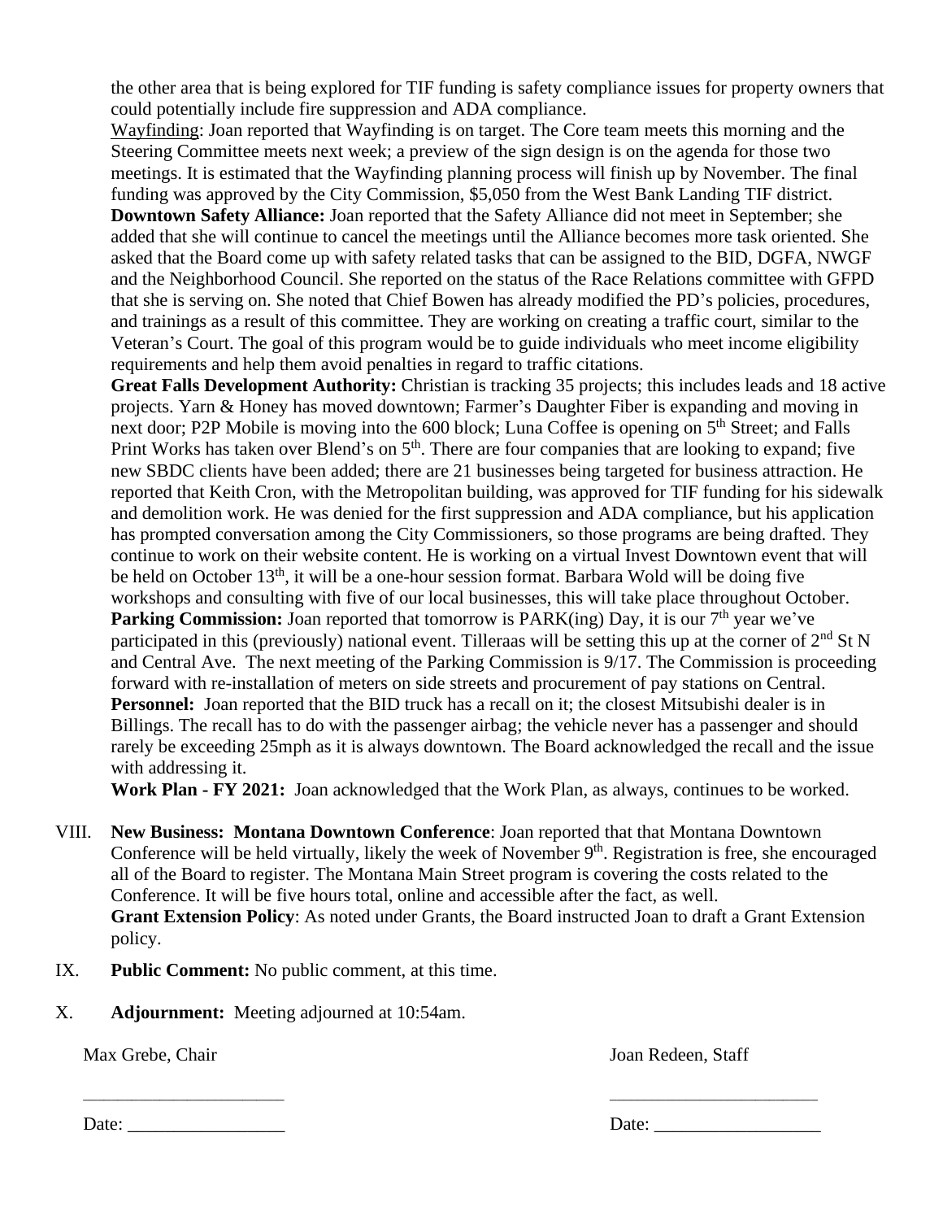the other area that is being explored for TIF funding is safety compliance issues for property owners that could potentially include fire suppression and ADA compliance.

Wayfinding: Joan reported that Wayfinding is on target. The Core team meets this morning and the Steering Committee meets next week; a preview of the sign design is on the agenda for those two meetings. It is estimated that the Wayfinding planning process will finish up by November. The final funding was approved by the City Commission, $5,050 from the West Bank Landing TIF district.

**Downtown Safety Alliance:** Joan reported that the Safety Alliance did not meet in September; she added that she will continue to cancel the meetings until the Alliance becomes more task oriented. She asked that the Board come up with safety related tasks that can be assigned to the BID, DGFA, NWGF and the Neighborhood Council. She reported on the status of the Race Relations committee with GFPD that she is serving on. She noted that Chief Bowen has already modified the PD's policies, procedures, and trainings as a result of this committee. They are working on creating a traffic court, similar to the Veteran's Court. The goal of this program would be to guide individuals who meet income eligibility requirements and help them avoid penalties in regard to traffic citations.

**Great Falls Development Authority:** Christian is tracking 35 projects; this includes leads and 18 active projects. Yarn & Honey has moved downtown; Farmer's Daughter Fiber is expanding and moving in next door; P2P Mobile is moving into the 600 block; Luna Coffee is opening on 5th Street; and Falls Print Works has taken over Blend's on 5th. There are four companies that are looking to expand; five new SBDC clients have been added; there are 21 businesses being targeted for business attraction. He reported that Keith Cron, with the Metropolitan building, was approved for TIF funding for his sidewalk and demolition work. He was denied for the first suppression and ADA compliance, but his application has prompted conversation among the City Commissioners, so those programs are being drafted. They continue to work on their website content. He is working on a virtual Invest Downtown event that will be held on October 13th, it will be a one-hour session format. Barbara Wold will be doing five workshops and consulting with five of our local businesses, this will take place throughout October.

**Parking Commission:** Joan reported that tomorrow is PARK(ing) Day, it is our 7th year we've participated in this (previously) national event. Tilleraas will be setting this up at the corner of 2nd St N and Central Ave. The next meeting of the Parking Commission is 9/17. The Commission is proceeding forward with re-installation of meters on side streets and procurement of pay stations on Central.

**Personnel:** Joan reported that the BID truck has a recall on it; the closest Mitsubishi dealer is in Billings. The recall has to do with the passenger airbag; the vehicle never has a passenger and should rarely be exceeding 25mph as it is always downtown. The Board acknowledged the recall and the issue with addressing it.

**Work Plan - FY 2021:** Joan acknowledged that the Work Plan, as always, continues to be worked.

VIII. **New Business: Montana Downtown Conference**: Joan reported that that Montana Downtown Conference will be held virtually, likely the week of November 9th. Registration is free, she encouraged all of the Board to register. The Montana Main Street program is covering the costs related to the Conference. It will be five hours total, online and accessible after the fact, as well.
**Grant Extension Policy**: As noted under Grants, the Board instructed Joan to draft a Grant Extension policy.

IX. **Public Comment:** No public comment, at this time.

X. **Adjournment:** Meeting adjourned at 10:54am.

Max Grebe, Chair

\_\_\_\_\_\_\_\_\_\_\_\_\_\_\_\_\_\_\_\_\_\_

Date: \_\_\_\_\_\_\_\_\_\_\_\_\_\_\_\_\_

Joan Redeen, Staff

\_\_\_\_\_\_\_\_\_\_\_\_\_\_\_\_\_\_\_\_\_\_

Date: \_\_\_\_\_\_\_\_\_\_\_\_\_\_\_\_\_\_